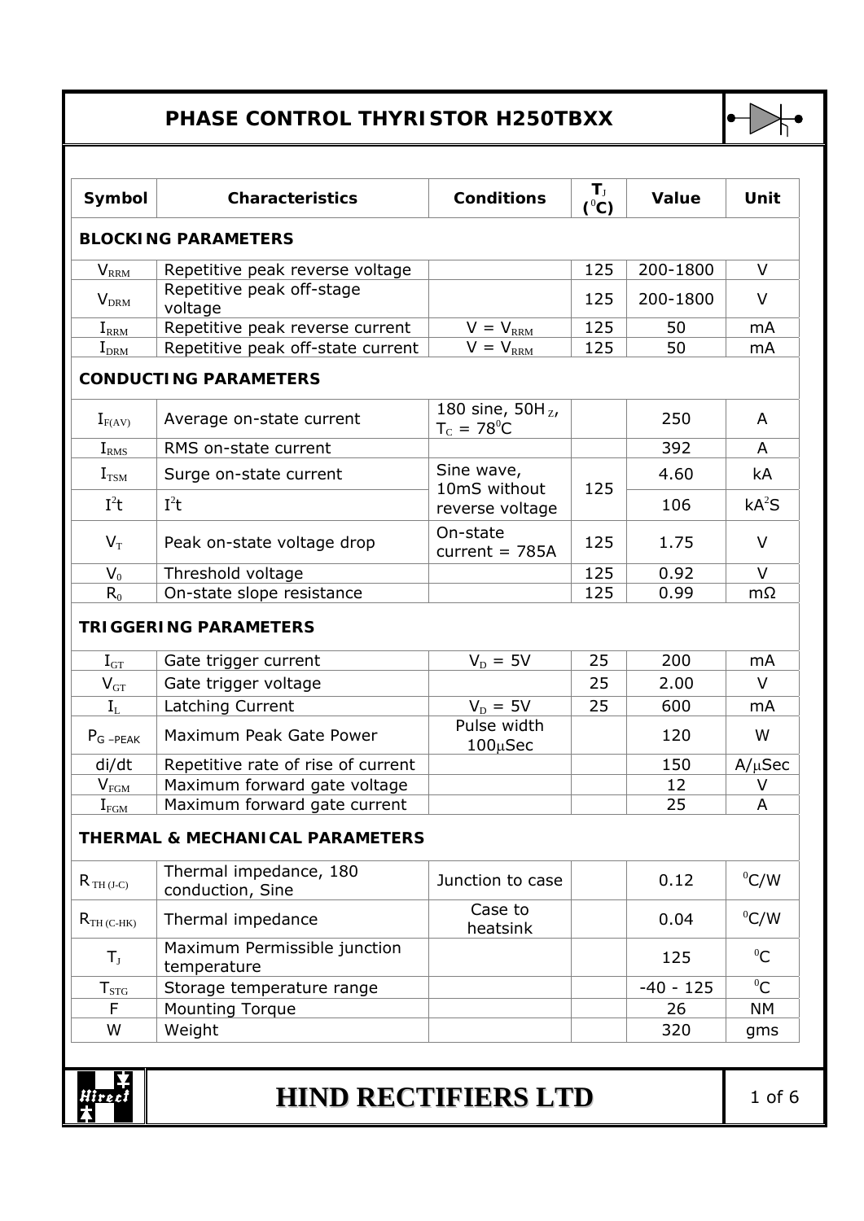# PHASE CONTROL THYRISTOR H250TBXX

| Symbol | Characteristics | Conditions | $T_J$ ($^0C$) | Value | Unit |
|---|---|---|---|---|---|
| **BLOCKING PARAMETERS** | | | | | |
| $V_{RRM}$ | Repetitive peak reverse voltage | | 125 | 200-1800 | V |
| $V_{DRM}$ | Repetitive peak off-stage voltage | | 125 | 200-1800 | V |
| $I_{RRM}$ | Repetitive peak reverse current | $V = V_{RRM}$ | 125 | 50 | mA |
| $I_{DRM}$ | Repetitive peak off-state current | $V = V_{RRM}$ | 125 | 50 | mA |
| **CONDUCTING PARAMETERS** | | | | | |
| $I_{F(AV)}$ | Average on-state current | 180 sine, 50H$_Z$, $T_C = 78^0C$ | | 250 | A |
| $I_{RMS}$ | RMS on-state current | | | 392 | A |
| $I_{TSM}$ | Surge on-state current | Sine wave, 10mS without reverse voltage | 125 | 4.60 | kA |
| $I^2t$ | $I^2t$ | | | 106 | $kA^2S$ |
| $V_T$ | Peak on-state voltage drop | On-state current = 785A | 125 | 1.75 | V |
| $V_0$ | Threshold voltage | | 125 | 0.92 | V |
| $R_0$ | On-state slope resistance | | 125 | 0.99 | mΩ |
| **TRIGGERING PARAMETERS** | | | | | |
| $I_{GT}$ | Gate trigger current | $V_D = 5V$ | 25 | 200 | mA |
| $V_{GT}$ | Gate trigger voltage | | 25 | 2.00 | V |
| $I_L$ | Latching Current | $V_D = 5V$ | 25 | 600 | mA |
| $P_{G-PEAK}$ | Maximum Peak Gate Power | Pulse width 100μSec | | 120 | W |
| di/dt | Repetitive rate of rise of current | | | 150 | A/μSec |
| $V_{FGM}$ | Maximum forward gate voltage | | | 12 | V |
| $I_{FGM}$ | Maximum forward gate current | | | 25 | A |
| **THERMAL & MECHANICAL PARAMETERS** | | | | | |
| $R_{TH (J-C)}$ | Thermal impedance, 180 conduction, Sine | Junction to case | | 0.12 | $^0C/W$ |
| $R_{TH (C-HK)}$ | Thermal impedance | Case to heatsink | | 0.04 | $^0C/W$ |
| $T_J$ | Maximum Permissible junction temperature | | | 125 | $^0C$ |
| $T_{STG}$ | Storage temperature range | | | -40 - 125 | $^0C$ |
| F | Mounting Torque | | | 26 | NM |
| W | Weight | | | 320 | gms |

**HIND RECTIFIERS LTD**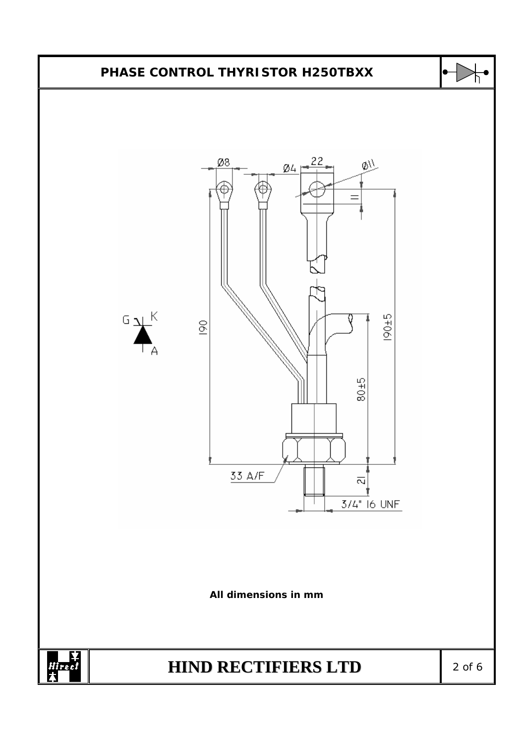## PHASE CONTROL THYRISTOR H250TBXX

Ø8 Ø4 22 Ø11

G K A

190 190±5 80±5

33 A/F 21 3/4" 16 UNF

**All dimensions in mm**

# HIND RECTIFIERS LTD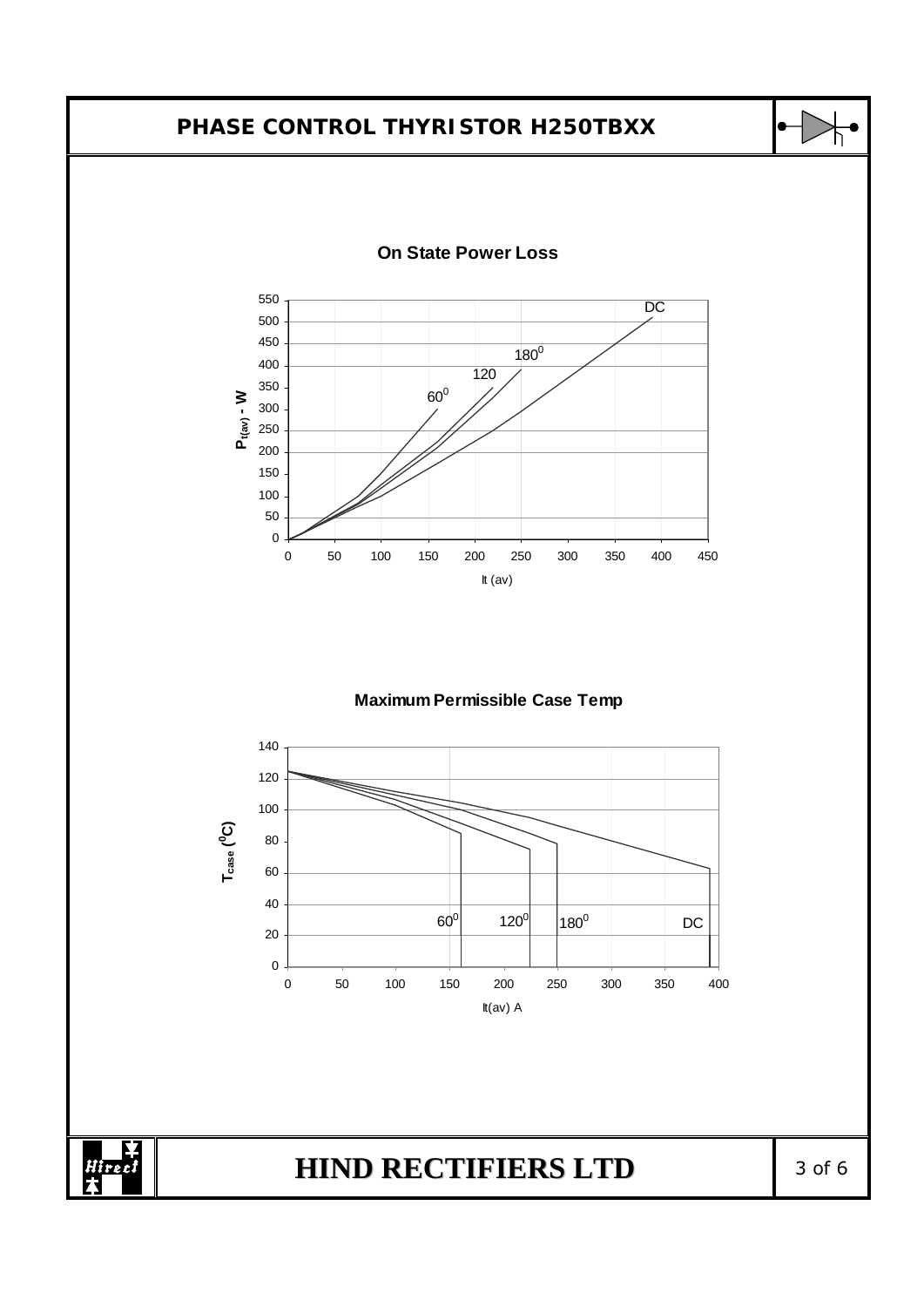# PHASE CONTROL THYRISTOR H250TBXX

**On State Power Loss**

$P_{t(av)}$ - W

It (av)

60⁰ → use LaTeX: $60^0$, 120, $180^0$, DC

**Maximum Permissible Case Temp**

$T_{case}$ ($^0$C)

It(av) A

$60^0$ $120^0$ $180^0$ DC

**HIND RECTIFIERS LTD**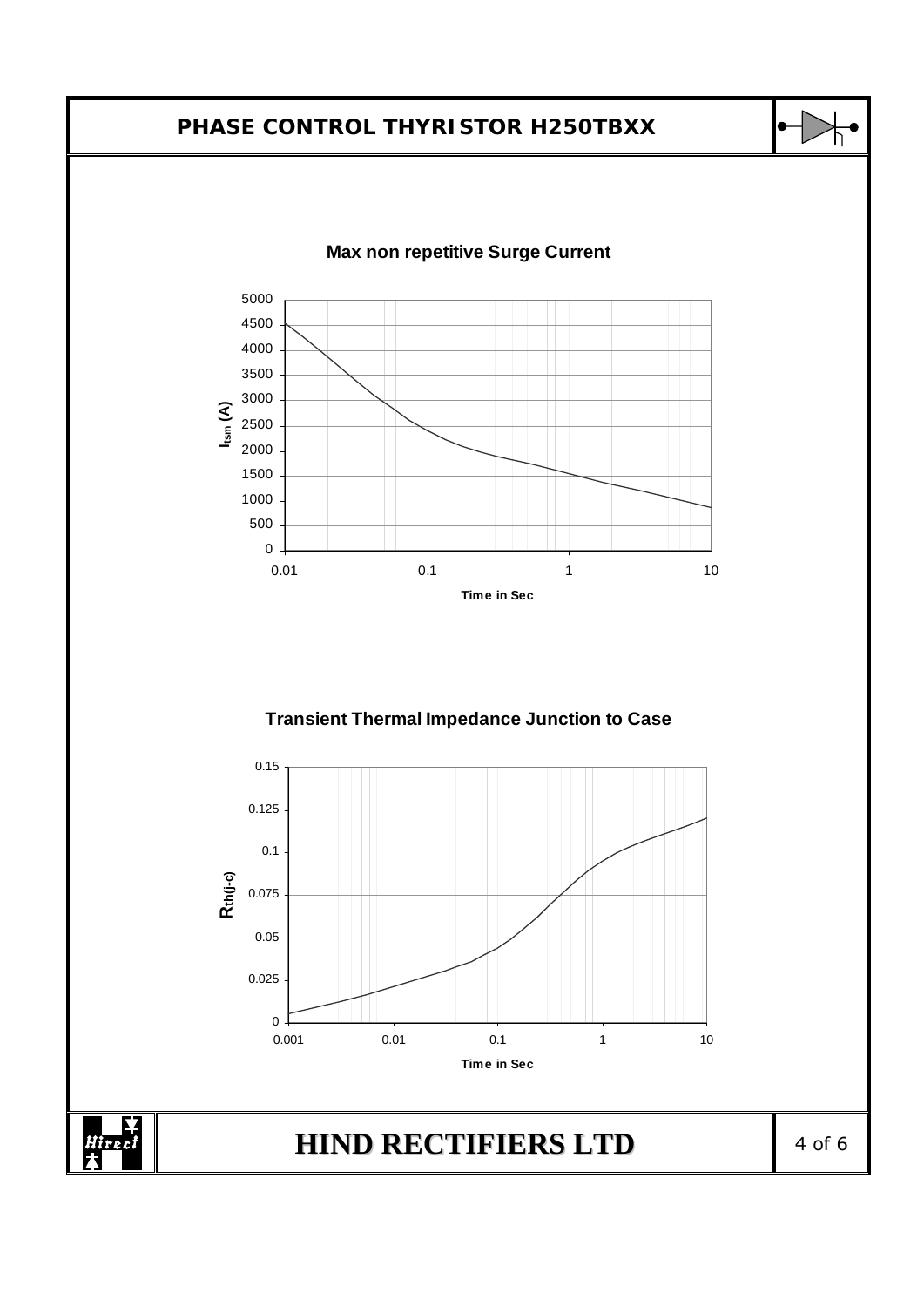# PHASE CONTROL THYRISTOR H250TBXX

**Max non repetitive Surge Current**

$I_{tsm}$ (A)

5000
4500
4000
3500
3000
2500
2000
1500
1000
500
0

0.01 0.1 1 10

Time in Sec

**Transient Thermal Impedance Junction to Case**

$R_{th(j-c)}$

0.15
0.125
0.1
0.075
0.05
0.025
0

0.001 0.01 0.1 1 10

Time in Sec

**HIND RECTIFIERS LTD**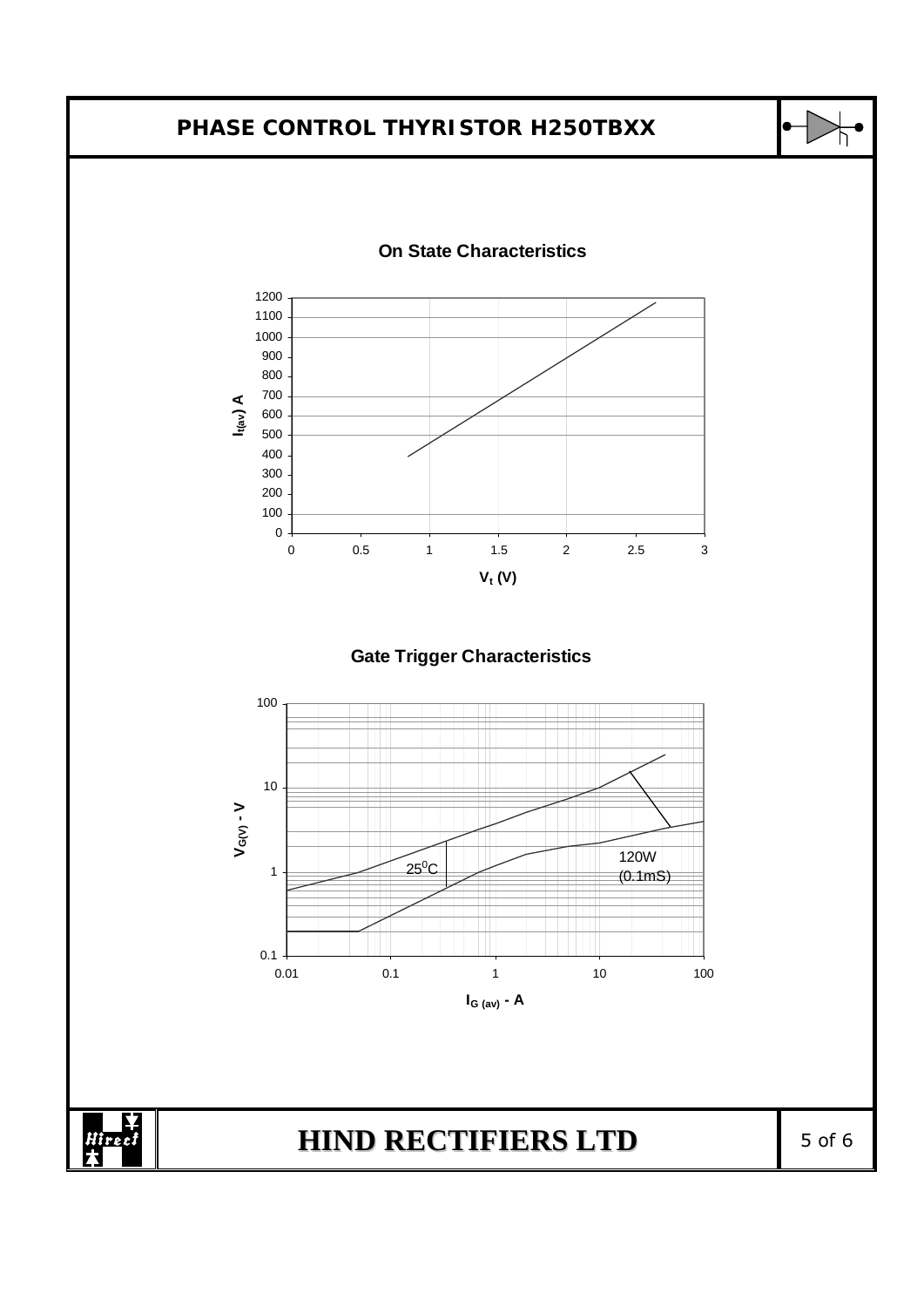# PHASE CONTROL THYRISTOR H250TBXX

## On State Characteristics

$I_{t(av)}$ A

$V_t$ (V)

## Gate Trigger Characteristics

$V_{G(V)}$ - V

$I_{G\ (av)}$ - A

$25^0$C

120W (0.1mS)

**HIND RECTIFIERS LTD**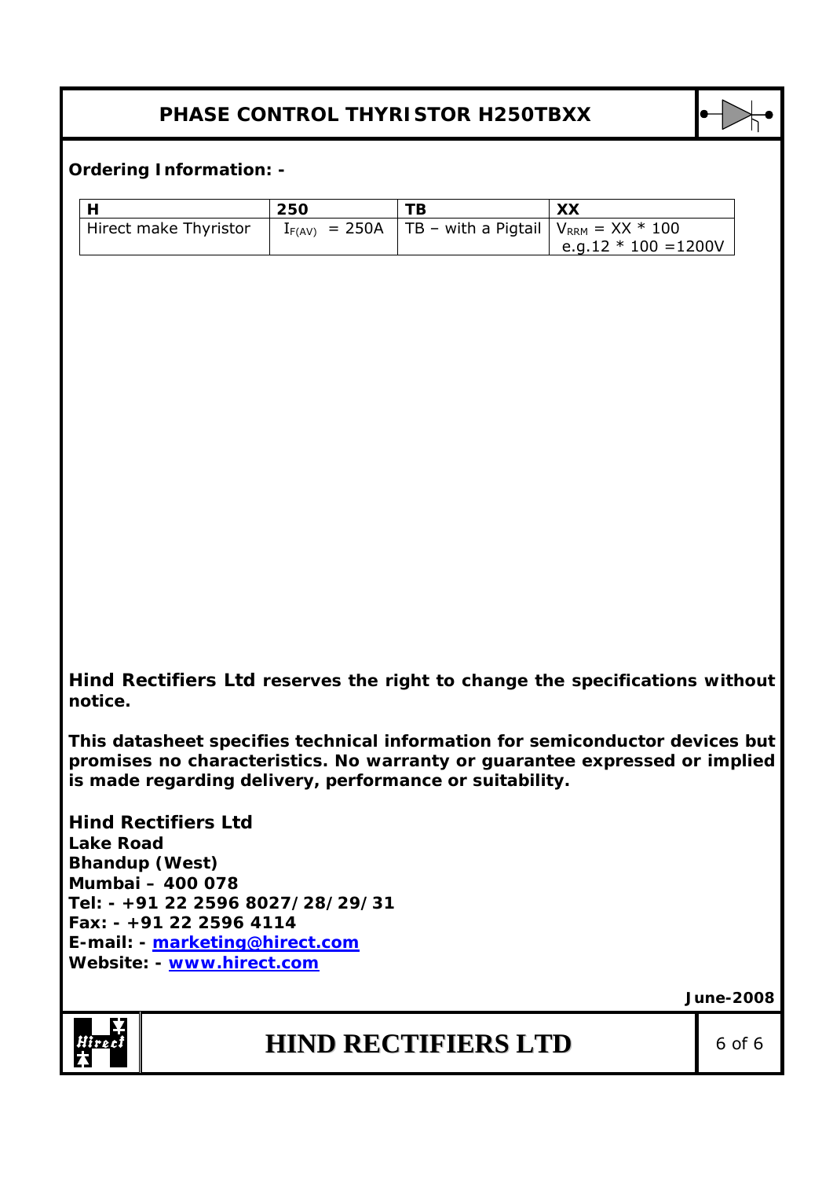**Ordering Information: -**

| H | 250 | TB | XX |
| --- | --- | --- | --- |
| Hirect make Thyristor | $I_{F(AV)}$ = 250A | TB – with a Pigtail | $V_{RRM}$ = XX * 100<br>e.g.12 * 100 =1200V |

**Hind Rectifiers Ltd reserves the right to change the specifications without notice.**

**This datasheet specifies technical information for semiconductor devices but promises no characteristics. No warranty or guarantee expressed or implied is made regarding delivery, performance or suitability.**

**Hind Rectifiers Ltd**
**Lake Road**
**Bhandup (West)**
**Mumbai – 400 078**
**Tel: - +91 22 2596 8027/28/29/31**
**Fax: - +91 22 2596 4114**
**E-mail: - marketing@hirect.com**
**Website: - www.hirect.com**

**June-2008**